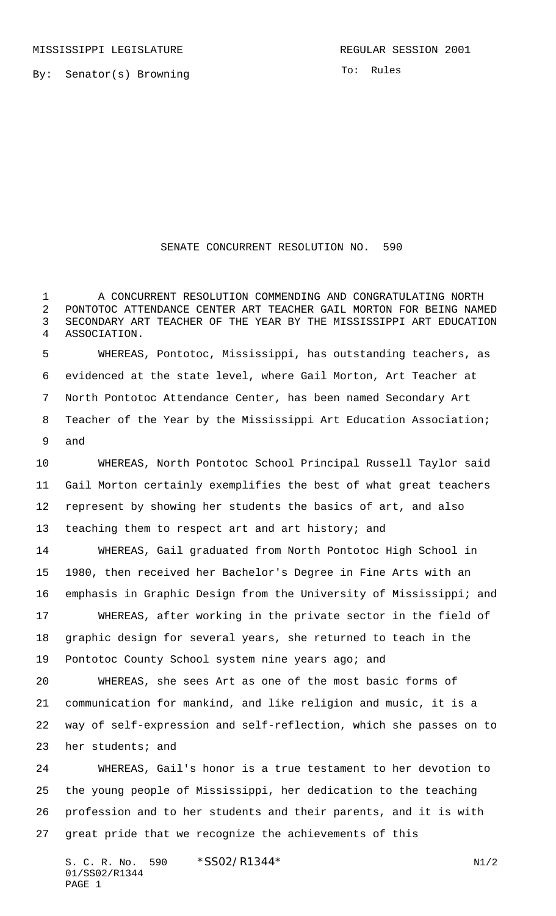MISSISSIPPI LEGISLATURE REGULAR SESSION 2001

By: Senator(s) Browning

To: Rules

# SENATE CONCURRENT RESOLUTION NO. 590

A CONCURRENT RESOLUTION COMMENDING AND CONGRATULATING NORTH PONTOTOC ATTENDANCE CENTER ART TEACHER GAIL MORTON FOR BEING NAMED SECONDARY ART TEACHER OF THE YEAR BY THE MISSISSIPPI ART EDUCATION ASSOCIATION.

WHEREAS, Pontotoc, Mississippi, has outstanding teachers, as evidenced at the state level, where Gail Morton, Art Teacher at North Pontotoc Attendance Center, has been named Secondary Art Teacher of the Year by the Mississippi Art Education Association; and

WHEREAS, North Pontotoc School Principal Russell Taylor said Gail Morton certainly exemplifies the best of what great teachers represent by showing her students the basics of art, and also teaching them to respect art and art history; and

WHEREAS, Gail graduated from North Pontotoc High School in 1980, then received her Bachelor's Degree in Fine Arts with an emphasis in Graphic Design from the University of Mississippi; and

WHEREAS, after working in the private sector in the field of graphic design for several years, she returned to teach in the Pontotoc County School system nine years ago; and

WHEREAS, she sees Art as one of the most basic forms of communication for mankind, and like religion and music, it is a way of self-expression and self-reflection, which she passes on to her students; and

WHEREAS, Gail's honor is a true testament to her devotion to the young people of Mississippi, her dedication to the teaching profession and to her students and their parents, and it is with great pride that we recognize the achievements of this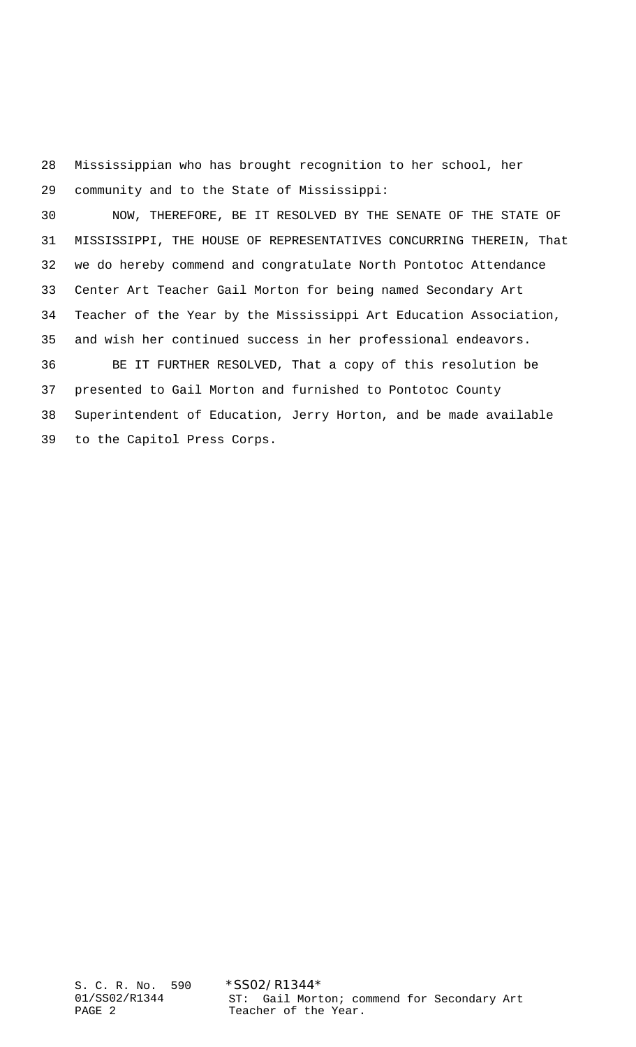Mississippian who has brought recognition to her school, her community and to the State of Mississippi:

NOW, THEREFORE, BE IT RESOLVED BY THE SENATE OF THE STATE OF MISSISSIPPI, THE HOUSE OF REPRESENTATIVES CONCURRING THEREIN, That we do hereby commend and congratulate North Pontotoc Attendance Center Art Teacher Gail Morton for being named Secondary Art Teacher of the Year by the Mississippi Art Education Association, and wish her continued success in her professional endeavors.

BE IT FURTHER RESOLVED, That a copy of this resolution be presented to Gail Morton and furnished to Pontotoc County Superintendent of Education, Jerry Horton, and be made available to the Capitol Press Corps.

S. C. R. No. 590 *SS02/R1344*
01/SS02/R1344
ST: Gail Morton; commend for Secondary Art Teacher of the Year.